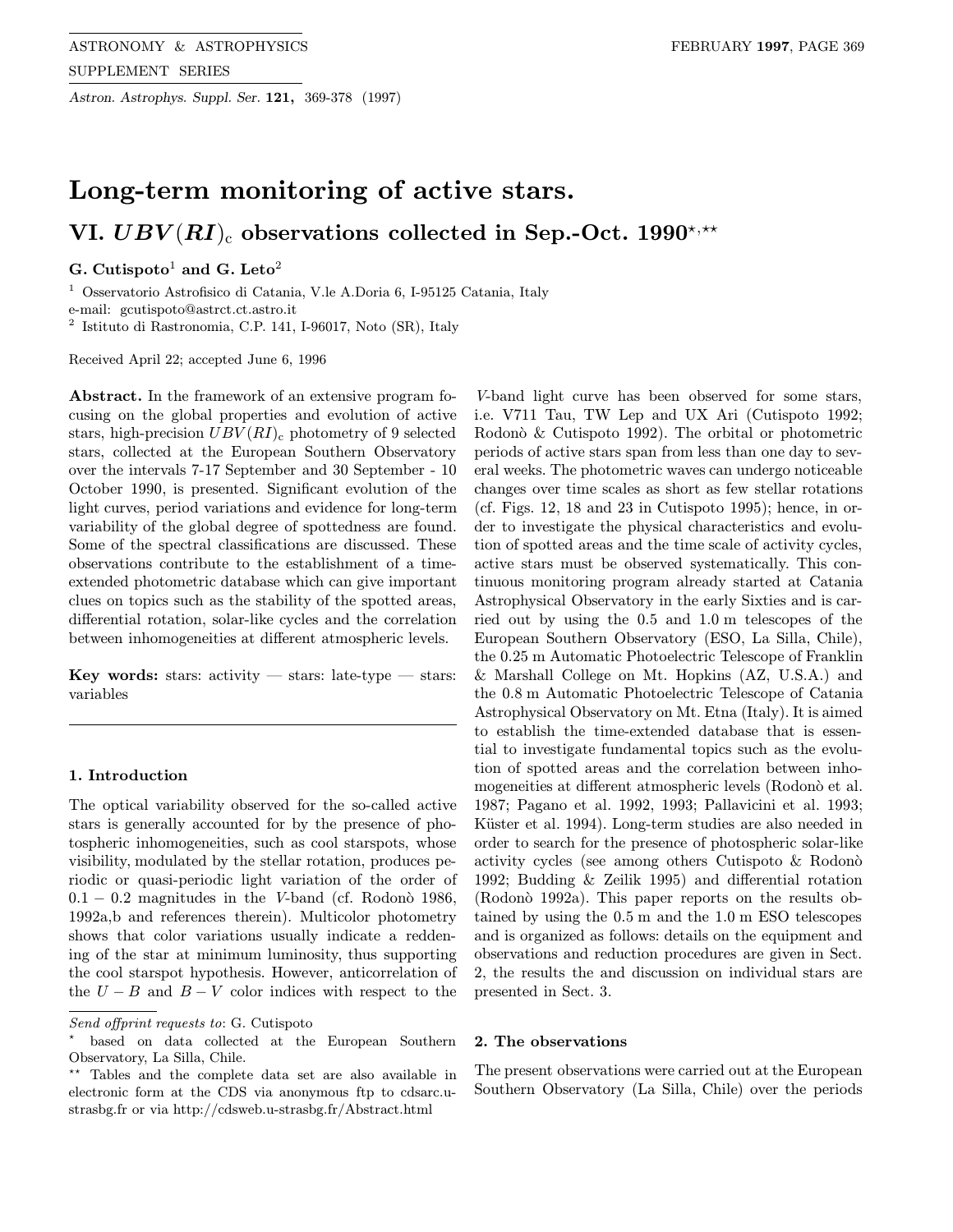# Long-term monitoring of active stars.

## VI. $UBV(RI)_c$ observations collected in Sep.-Oct. 1990[⋆,⋆⋆]

**G. Cutispoto**[1] **and G. Leto**[2]

[1] Osservatorio Astrofisico di Catania, V.le A.Doria 6, I-95125 Catania, Italy
e-mail: gcutispoto@astrct.ct.astro.it
[2] Istituto di Rastronomia, C.P. 141, I-96017, Noto (SR), Italy

Received April 22; accepted June 6, 1996

**Abstract.** In the framework of an extensive program focusing on the global properties and evolution of active stars, high-precision $UBV(RI)_c$ photometry of 9 selected stars, collected at the European Southern Observatory over the intervals 7-17 September and 30 September - 10 October 1990, is presented. Significant evolution of the light curves, period variations and evidence for long-term variability of the global degree of spottedness are found. Some of the spectral classifications are discussed. These observations contribute to the establishment of a time-extended photometric database which can give important clues on topics such as the stability of the spotted areas, differential rotation, solar-like cycles and the correlation between inhomogeneities at different atmospheric levels.

**Key words:** stars: activity — stars: late-type — stars: variables

### 1. Introduction

The optical variability observed for the so-called active stars is generally accounted for by the presence of photospheric inhomogeneities, such as cool starspots, whose visibility, modulated by the stellar rotation, produces periodic or quasi-periodic light variation of the order of $0.1-0.2$ magnitudes in the $V$-band (cf. Rodonò 1986, 1992a,b and references therein). Multicolor photometry shows that color variations usually indicate a reddening of the star at minimum luminosity, thus supporting the cool starspot hypothesis. However, anticorrelation of the $U-B$ and $B-V$ color indices with respect to the $V$-band light curve has been observed for some stars, i.e. V711 Tau, TW Lep and UX Ari (Cutispoto 1992; Rodonò & Cutispoto 1992). The orbital or photometric periods of active stars span from less than one day to several weeks. The photometric waves can undergo noticeable changes over time scales as short as few stellar rotations (cf. Figs. 12, 18 and 23 in Cutispoto 1995); hence, in order to investigate the physical characteristics and evolution of spotted areas and the time scale of activity cycles, active stars must be observed systematically. This continuous monitoring program already started at Catania Astrophysical Observatory in the early Sixties and is carried out by using the 0.5 and 1.0 m telescopes of the European Southern Observatory (ESO, La Silla, Chile), the 0.25 m Automatic Photoelectric Telescope of Franklin & Marshall College on Mt. Hopkins (AZ, U.S.A.) and the 0.8 m Automatic Photoelectric Telescope of Catania Astrophysical Observatory on Mt. Etna (Italy). It is aimed to establish the time-extended database that is essential to investigate fundamental topics such as the evolution of spotted areas and the correlation between inhomogeneities at different atmospheric levels (Rodonò et al. 1987; Pagano et al. 1992, 1993; Pallavicini et al. 1993; Küster et al. 1994). Long-term studies are also needed in order to search for the presence of photospheric solar-like activity cycles (see among others Cutispoto & Rodonò 1992; Budding & Zeilik 1995) and differential rotation (Rodonò 1992a). This paper reports on the results obtained by using the 0.5 m and the 1.0 m ESO telescopes and is organized as follows: details on the equipment and observations and reduction procedures are given in Sect. 2, the results the and discussion on individual stars are presented in Sect. 3.

### 2. The observations

The present observations were carried out at the European Southern Observatory (La Silla, Chile) over the periods

---

*Send offprint requests to*: G. Cutispoto

⋆ based on data collected at the European Southern Observatory, La Silla, Chile.

⋆⋆ Tables and the complete data set are also available in electronic form at the CDS via anonymous ftp to cdsarc.u-strasbg.fr or via http://cdsweb.u-strasbg.fr/Abstract.html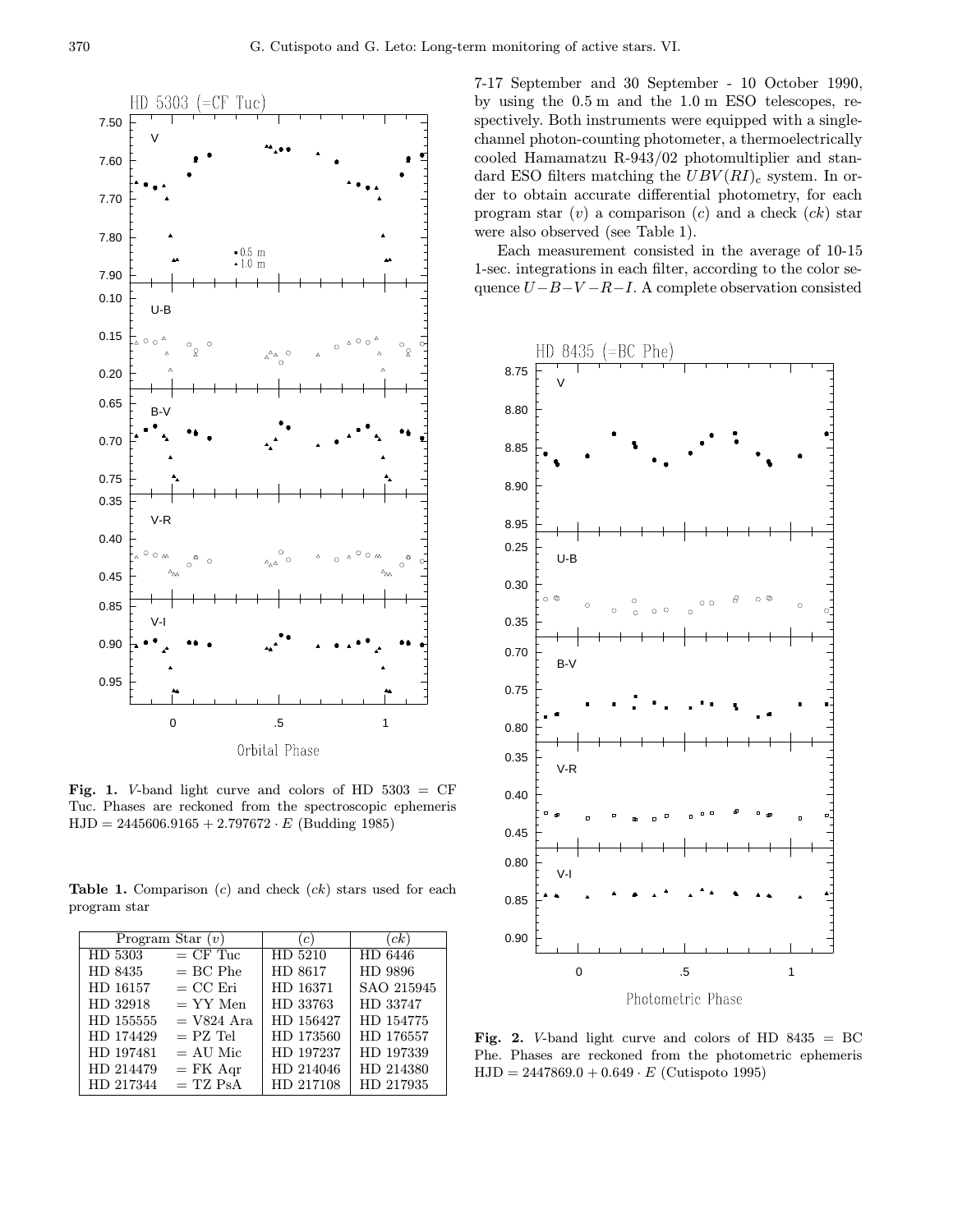**Fig. 1.** $V$-band light curve and colors of HD 5303 = CF Tuc. Phases are reckoned from the spectroscopic ephemeris HJD = $2445606.9165 + 2.797672 \cdot E$ (Budding 1985)

**Table 1.** Comparison ($c$) and check ($ck$) stars used for each program star

| Program Star ($v$) | | ($c$) | ($ck$) |
|---|---|---|---|
| HD 5303 | = CF Tuc | HD 5210 | HD 6446 |
| HD 8435 | = BC Phe | HD 8617 | HD 9896 |
| HD 16157 | = CC Eri | HD 16371 | SAO 215945 |
| HD 32918 | = YY Men | HD 33763 | HD 33747 |
| HD 155555 | = V824 Ara | HD 156427 | HD 154775 |
| HD 174429 | = PZ Tel | HD 173560 | HD 176557 |
| HD 197481 | = AU Mic | HD 197237 | HD 197339 |
| HD 214479 | = FK Aqr | HD 214046 | HD 214380 |
| HD 217344 | = TZ PsA | HD 217108 | HD 217935 |

7-17 September and 30 September - 10 October 1990, by using the 0.5 m and the 1.0 m ESO telescopes, respectively. Both instruments were equipped with a single-channel photon-counting photometer, a thermoelectrically cooled Hamamatzu R-943/02 photomultiplier and standard ESO filters matching the $UBV(RI)_c$ system. In order to obtain accurate differential photometry, for each program star ($v$) a comparison ($c$) and a check ($ck$) star were also observed (see Table 1).

Each measurement consisted in the average of 10-15 1-sec. integrations in each filter, according to the color sequence $U - B - V - R - I$. A complete observation consisted

**Fig. 2.** $V$-band light curve and colors of HD 8435 = BC Phe. Phases are reckoned from the photometric ephemeris HJD = $2447869.0 + 0.649 \cdot E$ (Cutispoto 1995)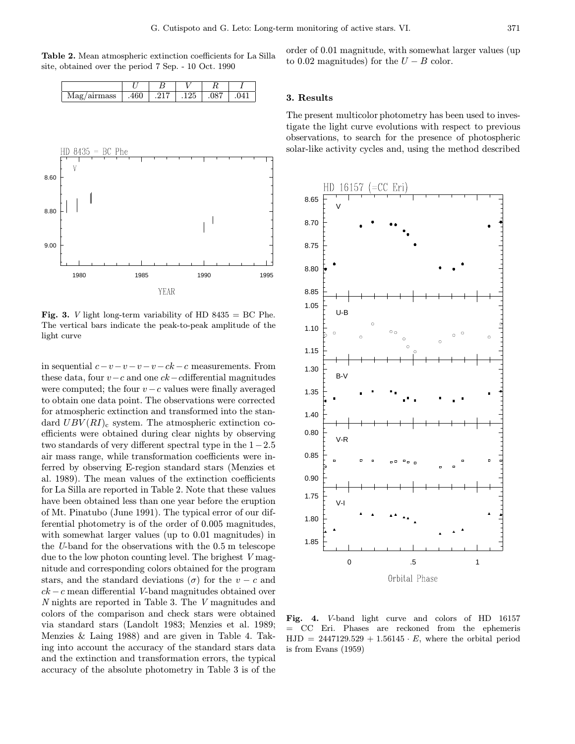**Table 2.** Mean atmospheric extinction coefficients for La Silla site, obtained over the period 7 Sep. - 10 Oct. 1990

| | $U$ | $B$ | $V$ | $R$ | $I$ |
|---|---|---|---|---|---|
| Mag/airmass | .460 | .217 | .125 | .087 | .041 |

**Fig. 3.** $V$ light long-term variability of HD 8435 = BC Phe. The vertical bars indicate the peak-to-peak amplitude of the light curve

in sequential $c-v-v-v-v-ck-c$ measurements. From these data, four $v-c$ and one $ck-c$differential magnitudes were computed; the four $v-c$ values were finally averaged to obtain one data point. The observations were corrected for atmospheric extinction and transformed into the standard $UBV(RI)_c$ system. The atmospheric extinction coefficients were obtained during clear nights by observing two standards of very different spectral type in the $1-2.5$ air mass range, while transformation coefficients were inferred by observing E-region standard stars (Menzies et al. 1989). The mean values of the extinction coefficients for La Silla are reported in Table 2. Note that these values have been obtained less than one year before the eruption of Mt. Pinatubo (June 1991). The typical error of our differential photometry is of the order of 0.005 magnitudes, with somewhat larger values (up to 0.01 magnitudes) in the $U$-band for the observations with the 0.5 m telescope due to the low photon counting level. The brighest $V$ magnitude and corresponding colors obtained for the program stars, and the standard deviations ($\sigma$) for the $v-c$ and $ck-c$ mean differential $V$-band magnitudes obtained over $N$ nights are reported in Table 3. The $V$ magnitudes and colors of the comparison and check stars were obtained via standard stars (Landolt 1983; Menzies et al. 1989; Menzies & Laing 1988) and are given in Table 4. Taking into account the accuracy of the standard stars data and the extinction and transformation errors, the typical accuracy of the absolute photometry in Table 3 is of the order of 0.01 magnitude, with somewhat larger values (up to 0.02 magnitudes) for the $U-B$ color.

## 3. Results

The present multicolor photometry has been used to investigate the light curve evolutions with respect to previous observations, to search for the presence of photospheric solar-like activity cycles and, using the method described

**Fig. 4.** $V$-band light curve and colors of HD 16157 = CC Eri. Phases are reckoned from the ephemeris HJD = 2447129.529 + 1.56145 $\cdot$ $E$, where the orbital period is from Evans (1959)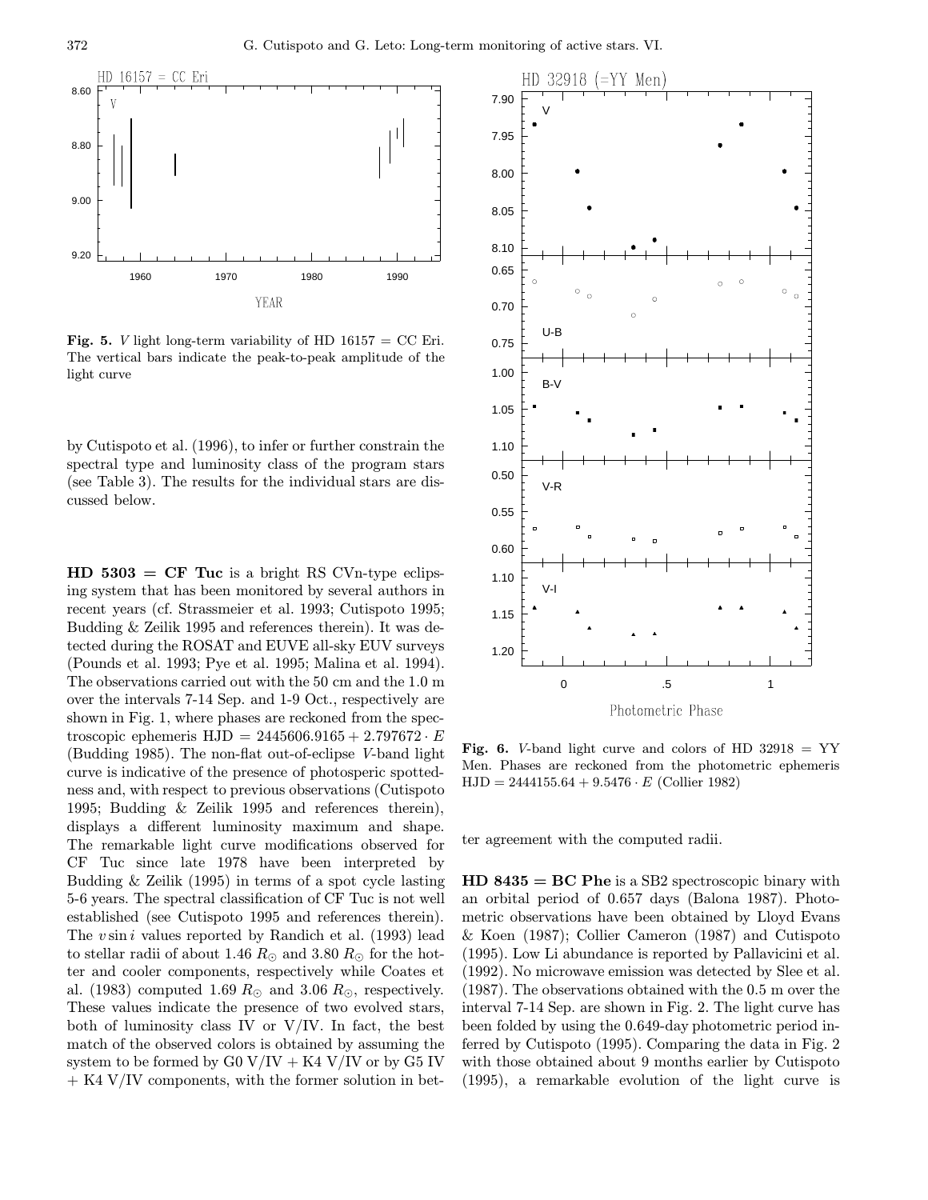**Fig. 5.** *V* light long-term variability of HD 16157 = CC Eri. The vertical bars indicate the peak-to-peak amplitude of the light curve

by Cutispoto et al. (1996), to infer or further constrain the spectral type and luminosity class of the program stars (see Table 3). The results for the individual stars are discussed below.

**HD 5303 = CF Tuc** is a bright RS CVn-type eclipsing system that has been monitored by several authors in recent years (cf. Strassmeier et al. 1993; Cutispoto 1995; Budding & Zeilik 1995 and references therein). It was detected during the ROSAT and EUVE all-sky EUV surveys (Pounds et al. 1993; Pye et al. 1995; Malina et al. 1994). The observations carried out with the 50 cm and the 1.0 m over the intervals 7-14 Sep. and 1-9 Oct., respectively are shown in Fig. 1, where phases are reckoned from the spectroscopic ephemeris HJD = $2445606.9165 + 2.797672 \cdot E$ (Budding 1985). The non-flat out-of-eclipse *V*-band light curve is indicative of the presence of photosperic spottedness and, with respect to previous observations (Cutispoto 1995; Budding & Zeilik 1995 and references therein), displays a different luminosity maximum and shape. The remarkable light curve modifications observed for CF Tuc since late 1978 have been interpreted by Budding & Zeilik (1995) in terms of a spot cycle lasting 5-6 years. The spectral classification of CF Tuc is not well established (see Cutispoto 1995 and references therein). The $v \sin i$ values reported by Randich et al. (1993) lead to stellar radii of about 1.46 $R_{\odot}$ and 3.80 $R_{\odot}$ for the hotter and cooler components, respectively while Coates et al. (1983) computed 1.69 $R_{\odot}$ and 3.06 $R_{\odot}$, respectively. These values indicate the presence of two evolved stars, both of luminosity class IV or V/IV. In fact, the best match of the observed colors is obtained by assuming the system to be formed by G0 V/IV + K4 V/IV or by G5 IV + K4 V/IV components, with the former solution in better agreement with the computed radii.

**Fig. 6.** *V*-band light curve and colors of HD 32918 = YY Men. Phases are reckoned from the photometric ephemeris HJD = $2444155.64 + 9.5476 \cdot E$ (Collier 1982)

**HD 8435 = BC Phe** is a SB2 spectroscopic binary with an orbital period of 0.657 days (Balona 1987). Photometric observations have been obtained by Lloyd Evans & Koen (1987); Collier Cameron (1987) and Cutispoto (1995). Low Li abundance is reported by Pallavicini et al. (1992). No microwave emission was detected by Slee et al. (1987). The observations obtained with the 0.5 m over the interval 7-14 Sep. are shown in Fig. 2. The light curve has been folded by using the 0.649-day photometric period inferred by Cutispoto (1995). Comparing the data in Fig. 2 with those obtained about 9 months earlier by Cutispoto (1995), a remarkable evolution of the light curve is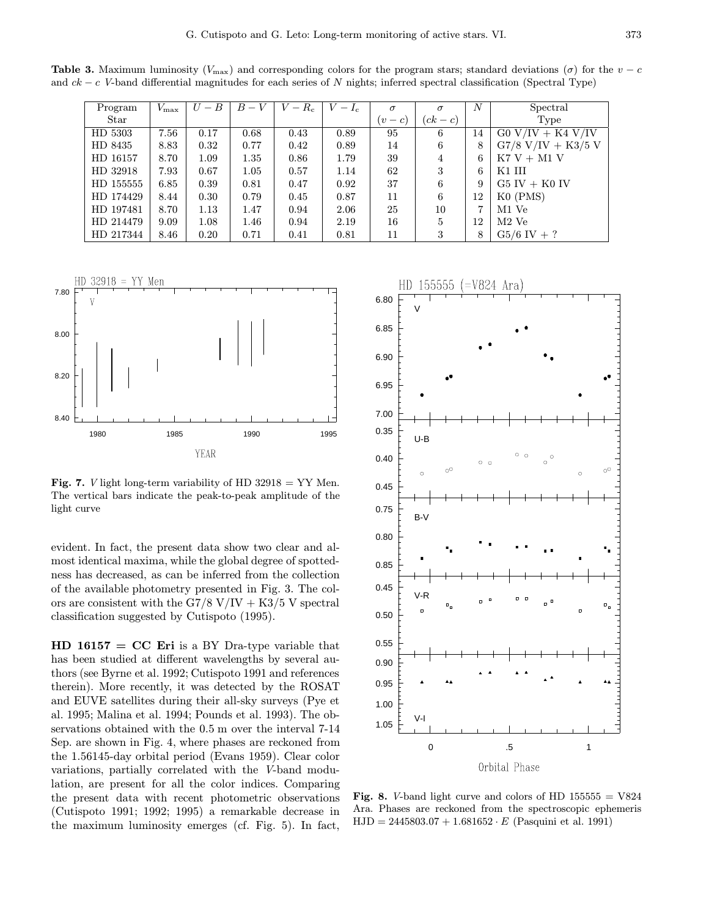**Table 3.** Maximum luminosity ($V_{\max}$) and corresponding colors for the program stars; standard deviations ($\sigma$) for the $v-c$ and $ck-c$ $V$-band differential magnitudes for each series of $N$ nights; inferred spectral classification (Spectral Type)

| Program Star | $V_{\max}$ | $U-B$ | $B-V$ | $V-R_c$ | $V-I_c$ | $\sigma$ $(v-c)$ | $\sigma$ $(ck-c)$ | $N$ | Spectral Type |
|---|---|---|---|---|---|---|---|---|---|
| HD 5303 | 7.56 | 0.17 | 0.68 | 0.43 | 0.89 | 95 | 6 | 14 | G0 V/IV + K4 V/IV |
| HD 8435 | 8.83 | 0.32 | 0.77 | 0.42 | 0.89 | 14 | 6 | 8 | G7/8 V/IV + K3/5 V |
| HD 16157 | 8.70 | 1.09 | 1.35 | 0.86 | 1.79 | 39 | 4 | 6 | K7 V + M1 V |
| HD 32918 | 7.93 | 0.67 | 1.05 | 0.57 | 1.14 | 62 | 3 | 6 | K1 III |
| HD 155555 | 6.85 | 0.39 | 0.81 | 0.47 | 0.92 | 37 | 6 | 9 | G5 IV + K0 IV |
| HD 174429 | 8.44 | 0.30 | 0.79 | 0.45 | 0.87 | 11 | 6 | 12 | K0 (PMS) |
| HD 197481 | 8.70 | 1.13 | 1.47 | 0.94 | 2.06 | 25 | 10 | 7 | M1 Ve |
| HD 214479 | 9.09 | 1.08 | 1.46 | 0.94 | 2.19 | 16 | 5 | 12 | M2 Ve |
| HD 217344 | 8.46 | 0.20 | 0.71 | 0.41 | 0.81 | 11 | 3 | 8 | G5/6 IV + ? |

**Fig. 7.** $V$ light long-term variability of HD 32918 = YY Men. The vertical bars indicate the peak-to-peak amplitude of the light curve

evident. In fact, the present data show two clear and almost identical maxima, while the global degree of spottedness has decreased, as can be inferred from the collection of the available photometry presented in Fig. 3. The colors are consistent with the G7/8 V/IV + K3/5 V spectral classification suggested by Cutispoto (1995).

**HD 16157 = CC Eri** is a BY Dra-type variable that has been studied at different wavelengths by several authors (see Byrne et al. 1992; Cutispoto 1991 and references therein). More recently, it was detected by the ROSAT and EUVE satellites during their all-sky surveys (Pye et al. 1995; Malina et al. 1994; Pounds et al. 1993). The observations obtained with the 0.5 m over the interval 7-14 Sep. are shown in Fig. 4, where phases are reckoned from the 1.56145-day orbital period (Evans 1959). Clear color variations, partially correlated with the $V$-band modulation, are present for all the color indices. Comparing the present data with recent photometric observations (Cutispoto 1991; 1992; 1995) a remarkable decrease in the maximum luminosity emerges (cf. Fig. 5). In fact,

**Fig. 8.** $V$-band light curve and colors of HD 155555 = V824 Ara. Phases are reckoned from the spectroscopic ephemeris HJD $= 2445803.07 + 1.681652 \cdot E$ (Pasquini et al. 1991)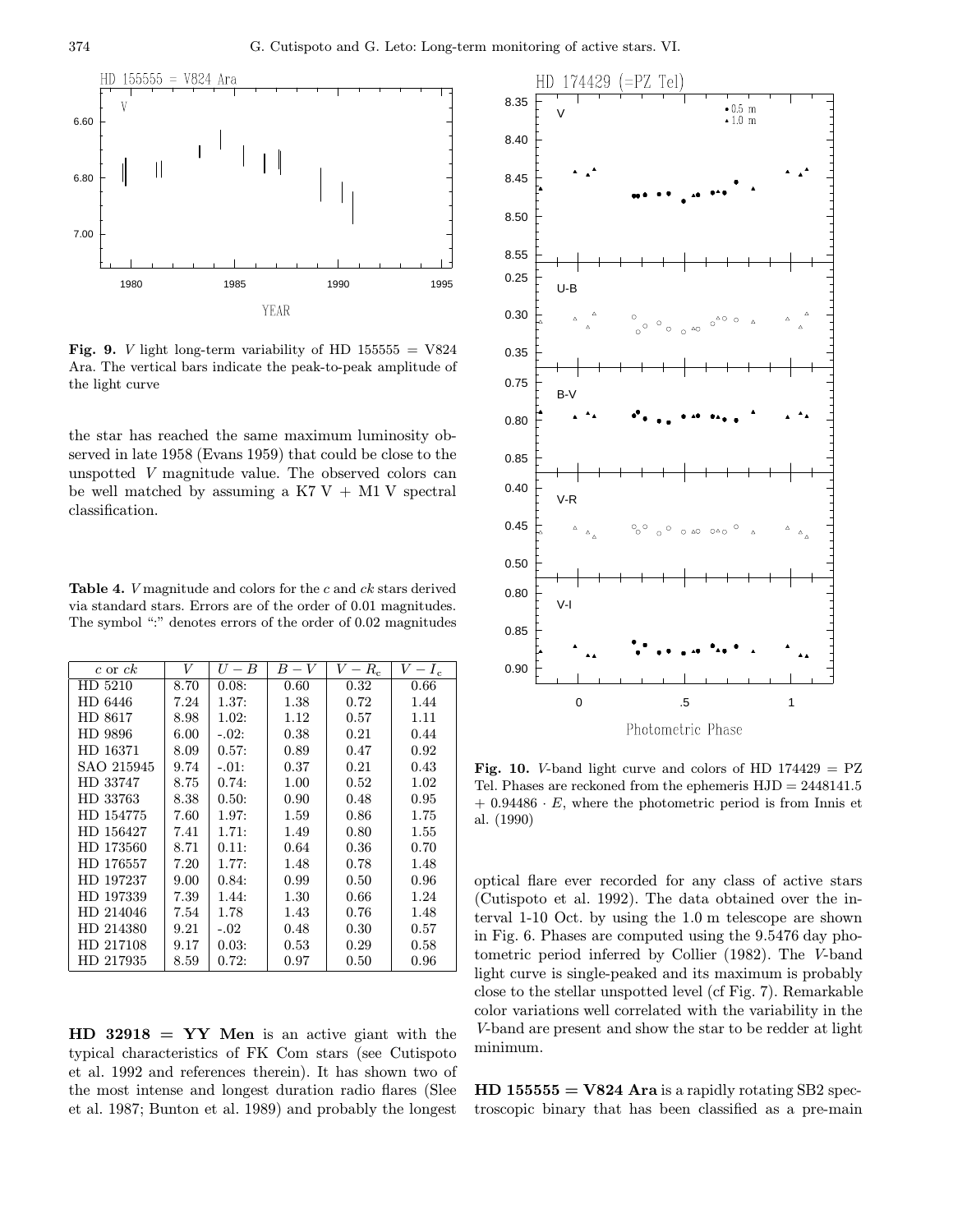**Fig. 9.** $V$ light long-term variability of HD 155555 = V824 Ara. The vertical bars indicate the peak-to-peak amplitude of the light curve

the star has reached the same maximum luminosity observed in late 1958 (Evans 1959) that could be close to the unspotted $V$ magnitude value. The observed colors can be well matched by assuming a K7 V + M1 V spectral classification.

**Table 4.** $V$ magnitude and colors for the $c$ and $ck$ stars derived via standard stars. Errors are of the order of 0.01 magnitudes. The symbol ":" denotes errors of the order of 0.02 magnitudes

| $c$ or $ck$ | $V$ | $U-B$ | $B-V$ | $V-R_c$ | $V-I_c$ |
|---|---|---|---|---|---|
| HD 5210 | 8.70 | 0.08: | 0.60 | 0.32 | 0.66 |
| HD 6446 | 7.24 | 1.37: | 1.38 | 0.72 | 1.44 |
| HD 8617 | 8.98 | 1.02: | 1.12 | 0.57 | 1.11 |
| HD 9896 | 6.00 | -.02: | 0.38 | 0.21 | 0.44 |
| HD 16371 | 8.09 | 0.57: | 0.89 | 0.47 | 0.92 |
| SAO 215945 | 9.74 | -.01: | 0.37 | 0.21 | 0.43 |
| HD 33747 | 8.75 | 0.74: | 1.00 | 0.52 | 1.02 |
| HD 33763 | 8.38 | 0.50: | 0.90 | 0.48 | 0.95 |
| HD 154775 | 7.60 | 1.97: | 1.59 | 0.86 | 1.75 |
| HD 156427 | 7.41 | 1.71: | 1.49 | 0.80 | 1.55 |
| HD 173560 | 8.71 | 0.11: | 0.64 | 0.36 | 0.70 |
| HD 176557 | 7.20 | 1.77: | 1.48 | 0.78 | 1.48 |
| HD 197237 | 9.00 | 0.84: | 0.99 | 0.50 | 0.96 |
| HD 197339 | 7.39 | 1.44: | 1.30 | 0.66 | 1.24 |
| HD 214046 | 7.54 | 1.78 | 1.43 | 0.76 | 1.48 |
| HD 214380 | 9.21 | -.02 | 0.48 | 0.30 | 0.57 |
| HD 217108 | 9.17 | 0.03: | 0.53 | 0.29 | 0.58 |
| HD 217935 | 8.59 | 0.72: | 0.97 | 0.50 | 0.96 |

**HD 32918 = YY Men** is an active giant with the typical characteristics of FK Com stars (see Cutispoto et al. 1992 and references therein). It has shown two of the most intense and longest duration radio flares (Slee et al. 1987; Bunton et al. 1989) and probably the longest optical flare ever recorded for any class of active stars (Cutispoto et al. 1992). The data obtained over the interval 1-10 Oct. by using the 1.0 m telescope are shown in Fig. 6. Phases are computed using the 9.5476 day photometric period inferred by Collier (1982). The $V$-band light curve is single-peaked and its maximum is probably close to the stellar unspotted level (cf Fig. 7). Remarkable color variations well correlated with the variability in the $V$-band are present and show the star to be redder at light minimum.

**Fig. 10.** $V$-band light curve and colors of HD 174429 = PZ Tel. Phases are reckoned from the ephemeris HJD = 2448141.5 + 0.94486 $\cdot$ $E$, where the photometric period is from Innis et al. (1990)

**HD 155555 = V824 Ara** is a rapidly rotating SB2 spectroscopic binary that has been classified as a pre-main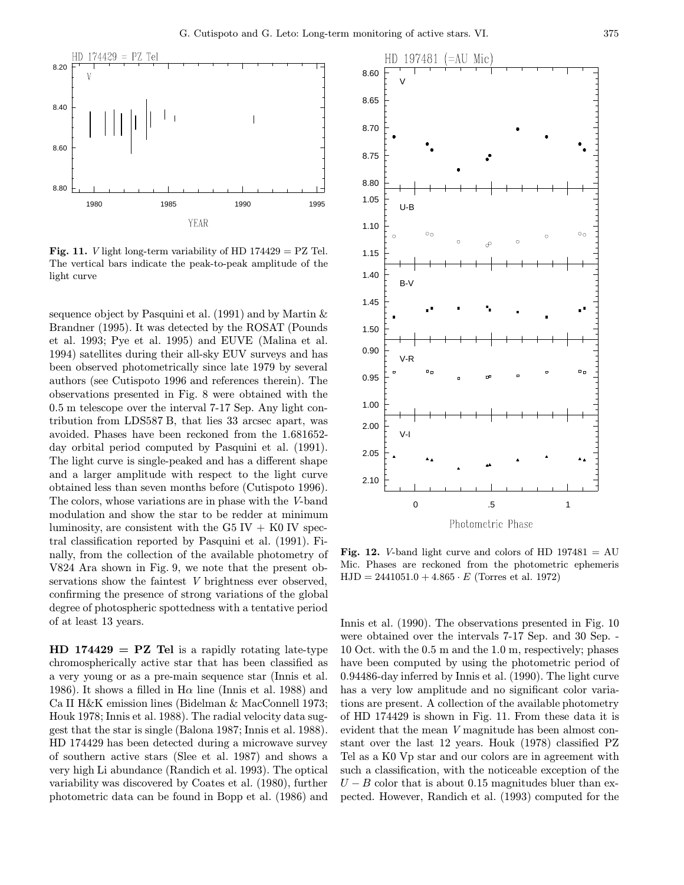**Fig. 11.** $V$ light long-term variability of HD 174429 = PZ Tel. The vertical bars indicate the peak-to-peak amplitude of the light curve

sequence object by Pasquini et al. (1991) and by Martin & Brandner (1995). It was detected by the ROSAT (Pounds et al. 1993; Pye et al. 1995) and EUVE (Malina et al. 1994) satellites during their all-sky EUV surveys and has been observed photometrically since late 1979 by several authors (see Cutispoto 1996 and references therein). The observations presented in Fig. 8 were obtained with the 0.5 m telescope over the interval 7-17 Sep. Any light contribution from LDS587 B, that lies 33 arcsec apart, was avoided. Phases have been reckoned from the 1.681652-day orbital period computed by Pasquini et al. (1991). The light curve is single-peaked and has a different shape and a larger amplitude with respect to the light curve obtained less than seven months before (Cutispoto 1996). The colors, whose variations are in phase with the $V$-band modulation and show the star to be redder at minimum luminosity, are consistent with the G5 IV + K0 IV spectral classification reported by Pasquini et al. (1991). Finally, from the collection of the available photometry of V824 Ara shown in Fig. 9, we note that the present observations show the faintest $V$ brightness ever observed, confirming the presence of strong variations of the global degree of photospheric spottedness with a tentative period of at least 13 years.

**HD 174429 = PZ Tel** is a rapidly rotating late-type chromospherically active star that has been classified as a very young or as a pre-main sequence star (Innis et al. 1986). It shows a filled in H$\alpha$ line (Innis et al. 1988) and Ca II H&K emission lines (Bidelman & MacConnell 1973; Houk 1978; Innis et al. 1988). The radial velocity data suggest that the star is single (Balona 1987; Innis et al. 1988). HD 174429 has been detected during a microwave survey of southern active stars (Slee et al. 1987) and shows a very high Li abundance (Randich et al. 1993). The optical variability was discovered by Coates et al. (1980), further photometric data can be found in Bopp et al. (1986) and Innis et al. (1990). The observations presented in Fig. 10 were obtained over the intervals 7-17 Sep. and 30 Sep. - 10 Oct. with the 0.5 m and the 1.0 m, respectively; phases have been computed by using the photometric period of 0.94486-day inferred by Innis et al. (1990). The light curve has a very low amplitude and no significant color variations are present. A collection of the available photometry of HD 174429 is shown in Fig. 11. From these data it is evident that the mean $V$ magnitude has been almost constant over the last 12 years. Houk (1978) classified PZ Tel as a K0 Vp star and our colors are in agreement with such a classification, with the noticeable exception of the $U-B$ color that is about 0.15 magnitudes bluer than expected. However, Randich et al. (1993) computed for the

**Fig. 12.** $V$-band light curve and colors of HD 197481 = AU Mic. Phases are reckoned from the photometric ephemeris $\mathrm{HJD} = 2441051.0 + 4.865 \cdot E$ (Torres et al. 1972)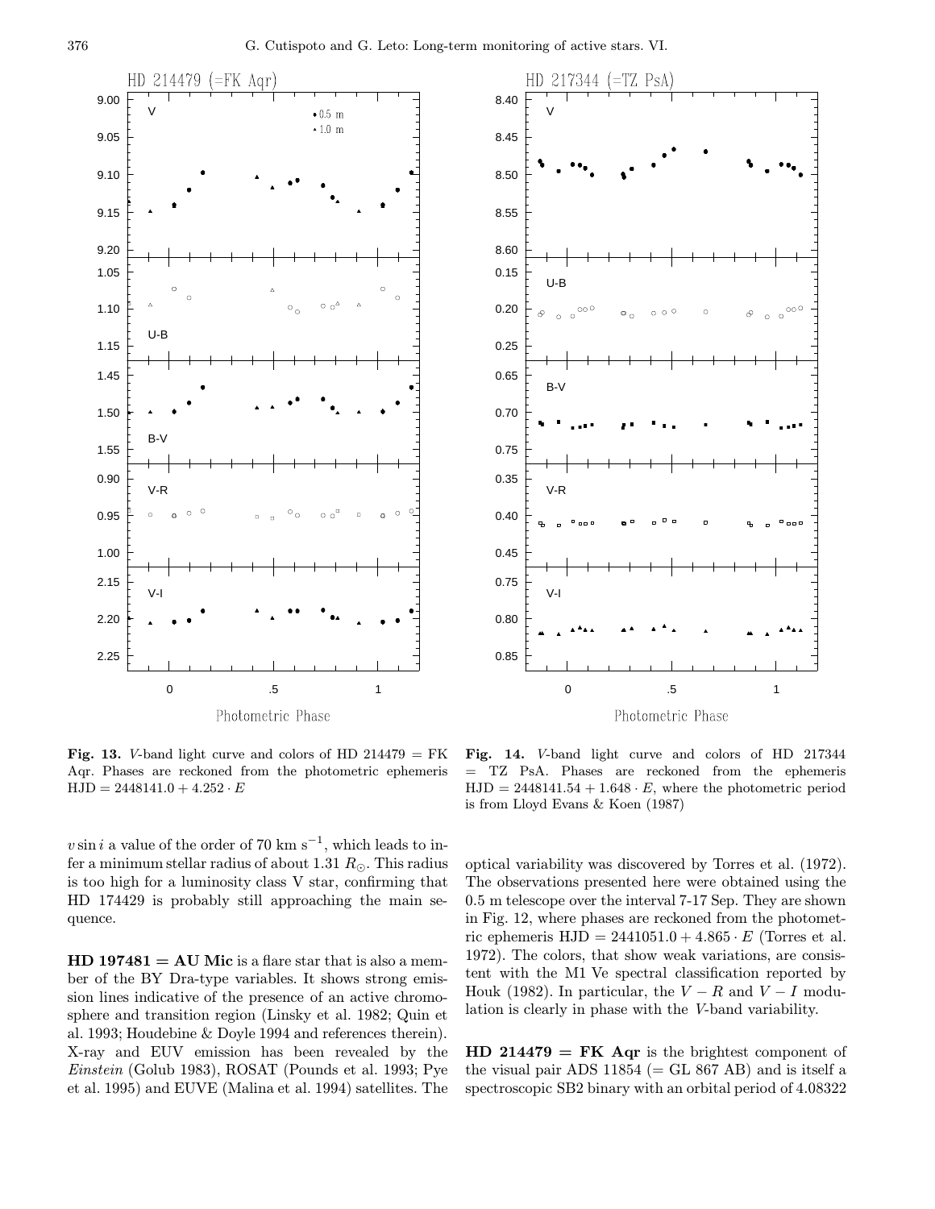**Fig. 13.** *V*-band light curve and colors of HD 214479 = FK Aqr. Phases are reckoned from the photometric ephemeris HJD = 2448141.0 + 4.252 · *E*

**Fig. 14.** *V*-band light curve and colors of HD 217344 = TZ PsA. Phases are reckoned from the ephemeris HJD = 2448141.54 + 1.648 · *E*, where the photometric period is from Lloyd Evans & Koen (1987)

$v \sin i$ a value of the order of 70 km s$^{-1}$, which leads to infer a minimum stellar radius of about 1.31 $R_{\odot}$. This radius is too high for a luminosity class V star, confirming that HD 174429 is probably still approaching the main sequence.

**HD 197481 = AU Mic** is a flare star that is also a member of the BY Dra-type variables. It shows strong emission lines indicative of the presence of an active chromosphere and transition region (Linsky et al. 1982; Quin et al. 1993; Houdebine & Doyle 1994 and references therein). X-ray and EUV emission has been revealed by the *Einstein* (Golub 1983), ROSAT (Pounds et al. 1993; Pye et al. 1995) and EUVE (Malina et al. 1994) satellites. The optical variability was discovered by Torres et al. (1972). The observations presented here were obtained using the 0.5 m telescope over the interval 7-17 Sep. They are shown in Fig. 12, where phases are reckoned from the photometric ephemeris HJD = 2441051.0 + 4.865 · *E* (Torres et al. 1972). The colors, that show weak variations, are consistent with the M1 Ve spectral classification reported by Houk (1982). In particular, the $V-R$ and $V-I$ modulation is clearly in phase with the *V*-band variability.

**HD 214479 = FK Aqr** is the brightest component of the visual pair ADS 11854 (= GL 867 AB) and is itself a spectroscopic SB2 binary with an orbital period of 4.08322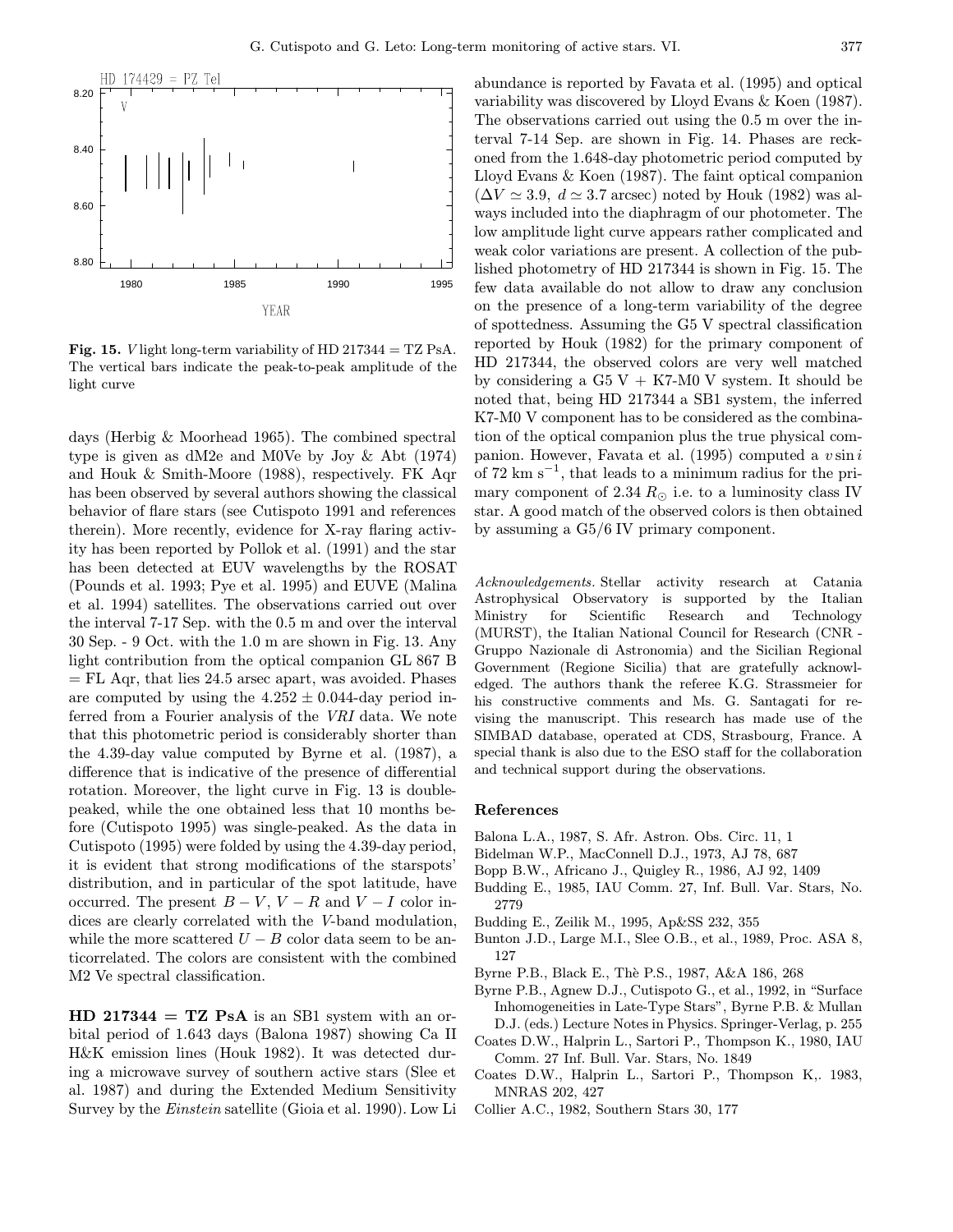**Fig. 15.** $V$ light long-term variability of HD 217344 = TZ PsA. The vertical bars indicate the peak-to-peak amplitude of the light curve

days (Herbig & Moorhead 1965). The combined spectral type is given as dM2e and M0Ve by Joy & Abt (1974) and Houk & Smith-Moore (1988), respectively. FK Aqr has been observed by several authors showing the classical behavior of flare stars (see Cutispoto 1991 and references therein). More recently, evidence for X-ray flaring activity has been reported by Pollok et al. (1991) and the star has been detected at EUV wavelengths by the ROSAT (Pounds et al. 1993; Pye et al. 1995) and EUVE (Malina et al. 1994) satellites. The observations carried out over the interval 7-17 Sep. with the 0.5 m and over the interval 30 Sep. - 9 Oct. with the 1.0 m are shown in Fig. 13. Any light contribution from the optical companion GL 867 B = FL Aqr, that lies 24.5 arsec apart, was avoided. Phases are computed by using the $4.252 \pm 0.044$-day period inferred from a Fourier analysis of the *VRI* data. We note that this photometric period is considerably shorter than the 4.39-day value computed by Byrne et al. (1987), a difference that is indicative of the presence of differential rotation. Moreover, the light curve in Fig. 13 is double-peaked, while the one obtained less that 10 months before (Cutispoto 1995) was single-peaked. As the data in Cutispoto (1995) were folded by using the 4.39-day period, it is evident that strong modifications of the starspots' distribution, and in particular of the spot latitude, have occurred. The present $B-V$, $V-R$ and $V-I$ color indices are clearly correlated with the $V$-band modulation, while the more scattered $U-B$ color data seem to be anticorrelated. The colors are consistent with the combined M2 Ve spectral classification.

**HD 217344 = TZ PsA** is an SB1 system with an orbital period of 1.643 days (Balona 1987) showing Ca II H&K emission lines (Houk 1982). It was detected during a microwave survey of southern active stars (Slee et al. 1987) and during the Extended Medium Sensitivity Survey by the *Einstein* satellite (Gioia et al. 1990). Low Li abundance is reported by Favata et al. (1995) and optical variability was discovered by Lloyd Evans & Koen (1987). The observations carried out using the 0.5 m over the interval 7-14 Sep. are shown in Fig. 14. Phases are reckoned from the 1.648-day photometric period computed by Lloyd Evans & Koen (1987). The faint optical companion ($\Delta V \simeq 3.9$, $d \simeq 3.7$ arcsec) noted by Houk (1982) was always included into the diaphragm of our photometer. The low amplitude light curve appears rather complicated and weak color variations are present. A collection of the published photometry of HD 217344 is shown in Fig. 15. The few data available do not allow to draw any conclusion on the presence of a long-term variability of the degree of spottedness. Assuming the G5 V spectral classification reported by Houk (1982) for the primary component of HD 217344, the observed colors are very well matched by considering a G5 V + K7-M0 V system. It should be noted that, being HD 217344 a SB1 system, the inferred K7-M0 V component has to be considered as the combination of the optical companion plus the true physical companion. However, Favata et al. (1995) computed a $v \sin i$ of 72 km s$^{-1}$, that leads to a minimum radius for the primary component of 2.34 $R_\odot$ i.e. to a luminosity class IV star. A good match of the observed colors is then obtained by assuming a G5/6 IV primary component.

*Acknowledgements.* Stellar activity research at Catania Astrophysical Observatory is supported by the Italian Ministry for Scientific Research and Technology (MURST), the Italian National Council for Research (CNR - Gruppo Nazionale di Astronomia) and the Sicilian Regional Government (Regione Sicilia) that are gratefully acknowledged. The authors thank the referee K.G. Strassmeier for his constructive comments and Ms. G. Santagati for revising the manuscript. This research has made use of the SIMBAD database, operated at CDS, Strasbourg, France. A special thank is also due to the ESO staff for the collaboration and technical support during the observations.

## References

Balona L.A., 1987, S. Afr. Astron. Obs. Circ. 11, 1

Bidelman W.P., MacConnell D.J., 1973, AJ 78, 687

Bopp B.W., Africano J., Quigley R., 1986, AJ 92, 1409

Budding E., 1985, IAU Comm. 27, Inf. Bull. Var. Stars, No. 2779

Budding E., Zeilik M., 1995, Ap&SS 232, 355

Bunton J.D., Large M.I., Slee O.B., et al., 1989, Proc. ASA 8, 127

Byrne P.B., Black E., Thè P.S., 1987, A&A 186, 268

Byrne P.B., Agnew D.J., Cutispoto G., et al., 1992, in "Surface Inhomogeneities in Late-Type Stars", Byrne P.B. & Mullan D.J. (eds.) Lecture Notes in Physics. Springer-Verlag, p. 255

Coates D.W., Halprin L., Sartori P., Thompson K., 1980, IAU Comm. 27 Inf. Bull. Var. Stars, No. 1849

Coates D.W., Halprin L., Sartori P., Thompson K,. 1983, MNRAS 202, 427

Collier A.C., 1982, Southern Stars 30, 177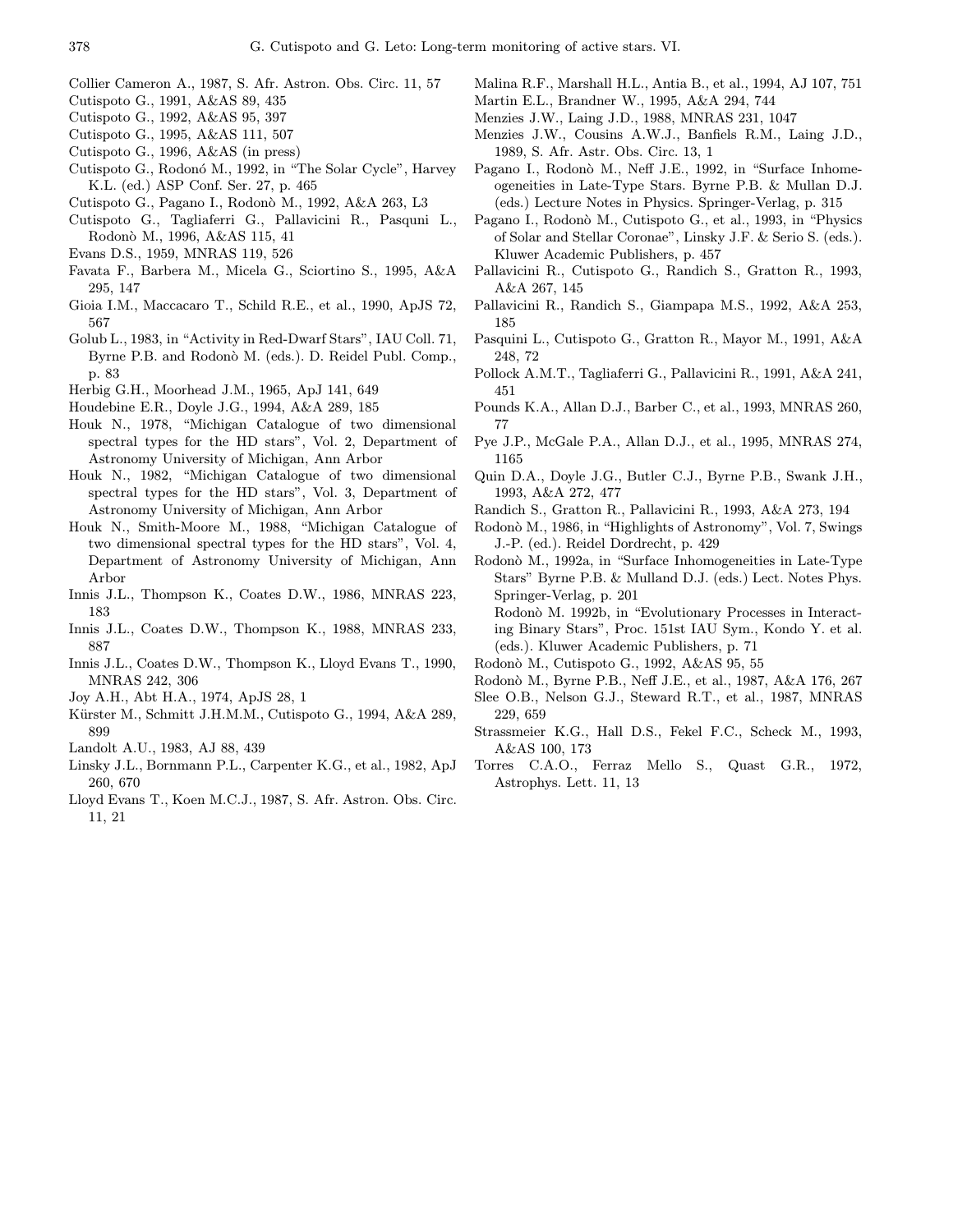Collier Cameron A., 1987, S. Afr. Astron. Obs. Circ. 11, 57

Cutispoto G., 1991, A&AS 89, 435

Cutispoto G., 1992, A&AS 95, 397

Cutispoto G., 1995, A&AS 111, 507

Cutispoto G., 1996, A&AS (in press)

Cutispoto G., Rodonó M., 1992, in "The Solar Cycle", Harvey K.L. (ed.) ASP Conf. Ser. 27, p. 465

Cutispoto G., Pagano I., Rodonò M., 1992, A&A 263, L3

Cutispoto G., Tagliaferri G., Pallavicini R., Pasquni L., Rodonò M., 1996, A&AS 115, 41

Evans D.S., 1959, MNRAS 119, 526

Favata F., Barbera M., Micela G., Sciortino S., 1995, A&A 295, 147

Gioia I.M., Maccacaro T., Schild R.E., et al., 1990, ApJS 72, 567

Golub L., 1983, in "Activity in Red-Dwarf Stars", IAU Coll. 71, Byrne P.B. and Rodonò M. (eds.). D. Reidel Publ. Comp., p. 83

Herbig G.H., Moorhead J.M., 1965, ApJ 141, 649

Houdebine E.R., Doyle J.G., 1994, A&A 289, 185

Houk N., 1978, "Michigan Catalogue of two dimensional spectral types for the HD stars", Vol. 2, Department of Astronomy University of Michigan, Ann Arbor

Houk N., 1982, "Michigan Catalogue of two dimensional spectral types for the HD stars", Vol. 3, Department of Astronomy University of Michigan, Ann Arbor

Houk N., Smith-Moore M., 1988, "Michigan Catalogue of two dimensional spectral types for the HD stars", Vol. 4, Department of Astronomy University of Michigan, Ann Arbor

Innis J.L., Thompson K., Coates D.W., 1986, MNRAS 223, 183

Innis J.L., Coates D.W., Thompson K., 1988, MNRAS 233, 887

Innis J.L., Coates D.W., Thompson K., Lloyd Evans T., 1990, MNRAS 242, 306

Joy A.H., Abt H.A., 1974, ApJS 28, 1

Kürster M., Schmitt J.H.M.M., Cutispoto G., 1994, A&A 289, 899

Landolt A.U., 1983, AJ 88, 439

Linsky J.L., Bornmann P.L., Carpenter K.G., et al., 1982, ApJ 260, 670

Lloyd Evans T., Koen M.C.J., 1987, S. Afr. Astron. Obs. Circ. 11, 21

Malina R.F., Marshall H.L., Antia B., et al., 1994, AJ 107, 751

Martin E.L., Brandner W., 1995, A&A 294, 744

Menzies J.W., Laing J.D., 1988, MNRAS 231, 1047

Menzies J.W., Cousins A.W.J., Banfiels R.M., Laing J.D., 1989, S. Afr. Astr. Obs. Circ. 13, 1

Pagano I., Rodonò M., Neff J.E., 1992, in "Surface Inhomeogeneities in Late-Type Stars. Byrne P.B. & Mullan D.J. (eds.) Lecture Notes in Physics. Springer-Verlag, p. 315

Pagano I., Rodonò M., Cutispoto G., et al., 1993, in "Physics of Solar and Stellar Coronae", Linsky J.F. & Serio S. (eds.). Kluwer Academic Publishers, p. 457

Pallavicini R., Cutispoto G., Randich S., Gratton R., 1993, A&A 267, 145

Pallavicini R., Randich S., Giampapa M.S., 1992, A&A 253, 185

Pasquini L., Cutispoto G., Gratton R., Mayor M., 1991, A&A 248, 72

Pollock A.M.T., Tagliaferri G., Pallavicini R., 1991, A&A 241, 451

Pounds K.A., Allan D.J., Barber C., et al., 1993, MNRAS 260, 77

Pye J.P., McGale P.A., Allan D.J., et al., 1995, MNRAS 274, 1165

Quin D.A., Doyle J.G., Butler C.J., Byrne P.B., Swank J.H., 1993, A&A 272, 477

Randich S., Gratton R., Pallavicini R., 1993, A&A 273, 194

Rodonò M., 1986, in "Highlights of Astronomy", Vol. 7, Swings J.-P. (ed.). Reidel Dordrecht, p. 429

Rodonò M., 1992a, in "Surface Inhomogeneities in Late-Type Stars" Byrne P.B. & Mulland D.J. (eds.) Lect. Notes Phys. Springer-Verlag, p. 201

Rodonò M. 1992b, in "Evolutionary Processes in Interacting Binary Stars", Proc. 151st IAU Sym., Kondo Y. et al. (eds.). Kluwer Academic Publishers, p. 71

Rodonò M., Cutispoto G., 1992, A&AS 95, 55

Rodonò M., Byrne P.B., Neff J.E., et al., 1987, A&A 176, 267

Slee O.B., Nelson G.J., Steward R.T., et al., 1987, MNRAS 229, 659

Strassmeier K.G., Hall D.S., Fekel F.C., Scheck M., 1993, A&AS 100, 173

Torres C.A.O., Ferraz Mello S., Quast G.R., 1972, Astrophys. Lett. 11, 13